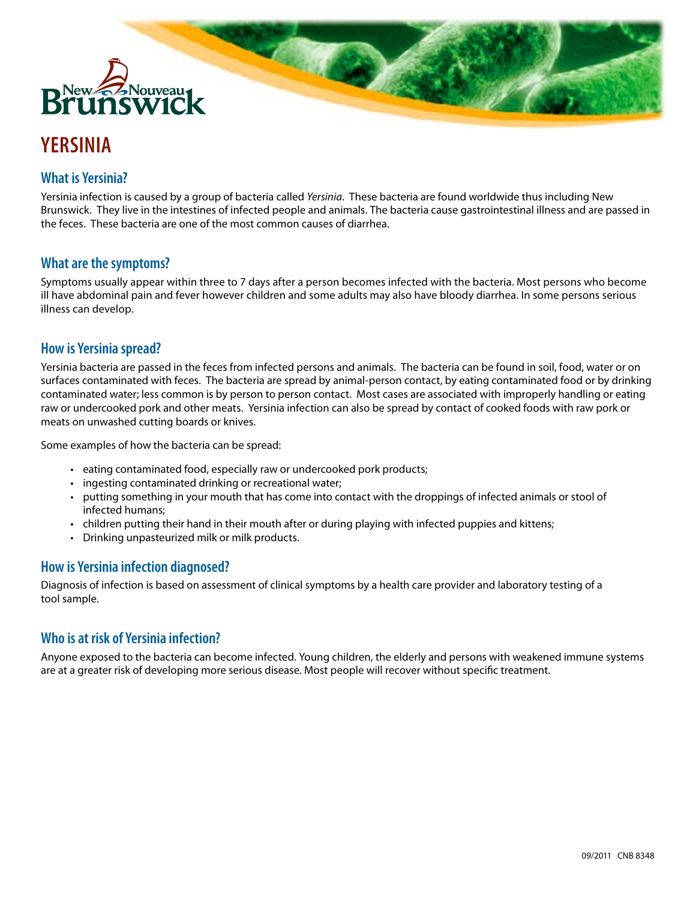# YERSINIA

## What is Yersinia?

Yersinia infection is caused by a group of bacteria called *Yersinia*. These bacteria are found worldwide thus including New Brunswick. They live in the intestines of infected people and animals. The bacteria cause gastrointestinal illness and are passed in the feces. These bacteria are one of the most common causes of diarrhea.

## What are the symptoms?

Symptoms usually appear within three to 7 days after a person becomes infected with the bacteria. Most persons who become ill have abdominal pain and fever however children and some adults may also have bloody diarrhea. In some persons serious illness can develop.

## How is Yersinia spread?

Yersinia bacteria are passed in the feces from infected persons and animals. The bacteria can be found in soil, food, water or on surfaces contaminated with feces. The bacteria are spread by animal-person contact, by eating contaminated food or by drinking contaminated water; less common is by person to person contact. Most cases are associated with improperly handling or eating raw or undercooked pork and other meats. Yersinia infection can also be spread by contact of cooked foods with raw pork or meats on unwashed cutting boards or knives.

Some examples of how the bacteria can be spread:

- eating contaminated food, especially raw or undercooked pork products;
- ingesting contaminated drinking or recreational water;
- putting something in your mouth that has come into contact with the droppings of infected animals or stool of infected humans;
- children putting their hand in their mouth after or during playing with infected puppies and kittens;
- Drinking unpasteurized milk or milk products.

## How is Yersinia infection diagnosed?

Diagnosis of infection is based on assessment of clinical symptoms by a health care provider and laboratory testing of a tool sample.

## Who is at risk of Yersinia infection?

Anyone exposed to the bacteria can become infected. Young children, the elderly and persons with weakened immune systems are at a greater risk of developing more serious disease. Most people will recover without specific treatment.

09/2011 CNB 8348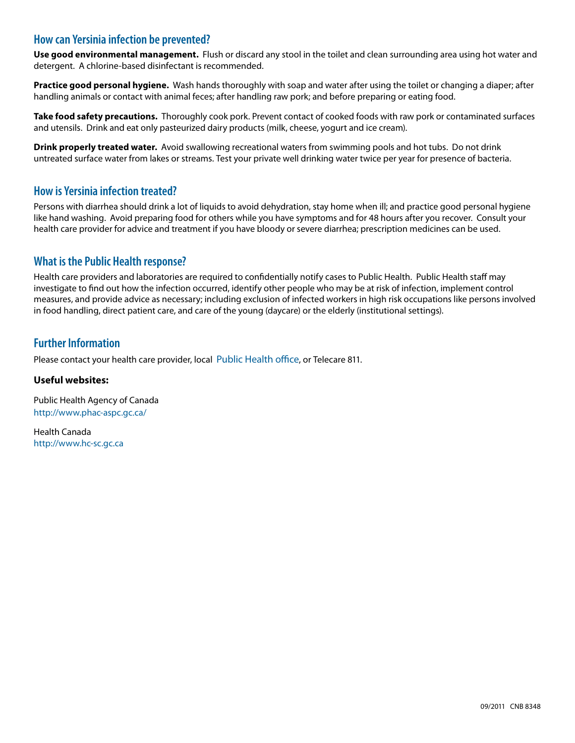## How can Yersinia infection be prevented?

**Use good environmental management.** Flush or discard any stool in the toilet and clean surrounding area using hot water and detergent. A chlorine-based disinfectant is recommended.

**Practice good personal hygiene.** Wash hands thoroughly with soap and water after using the toilet or changing a diaper; after handling animals or contact with animal feces; after handling raw pork; and before preparing or eating food.

**Take food safety precautions.** Thoroughly cook pork. Prevent contact of cooked foods with raw pork or contaminated surfaces and utensils. Drink and eat only pasteurized dairy products (milk, cheese, yogurt and ice cream).

**Drink properly treated water.** Avoid swallowing recreational waters from swimming pools and hot tubs. Do not drink untreated surface water from lakes or streams. Test your private well drinking water twice per year for presence of bacteria.

## How is Yersinia infection treated?

Persons with diarrhea should drink a lot of liquids to avoid dehydration, stay home when ill; and practice good personal hygiene like hand washing. Avoid preparing food for others while you have symptoms and for 48 hours after you recover. Consult your health care provider for advice and treatment if you have bloody or severe diarrhea; prescription medicines can be used.

## What is the Public Health response?

Health care providers and laboratories are required to confidentially notify cases to Public Health. Public Health staff may investigate to find out how the infection occurred, identify other people who may be at risk of infection, implement control measures, and provide advice as necessary; including exclusion of infected workers in high risk occupations like persons involved in food handling, direct patient care, and care of the young (daycare) or the elderly (institutional settings).

## Further Information

Please contact your health care provider, local Public Health office, or Telecare 811.

**Useful websites:**

Public Health Agency of Canada
http://www.phac-aspc.gc.ca/

Health Canada
http://www.hc-sc.gc.ca

09/2011 CNB 8348